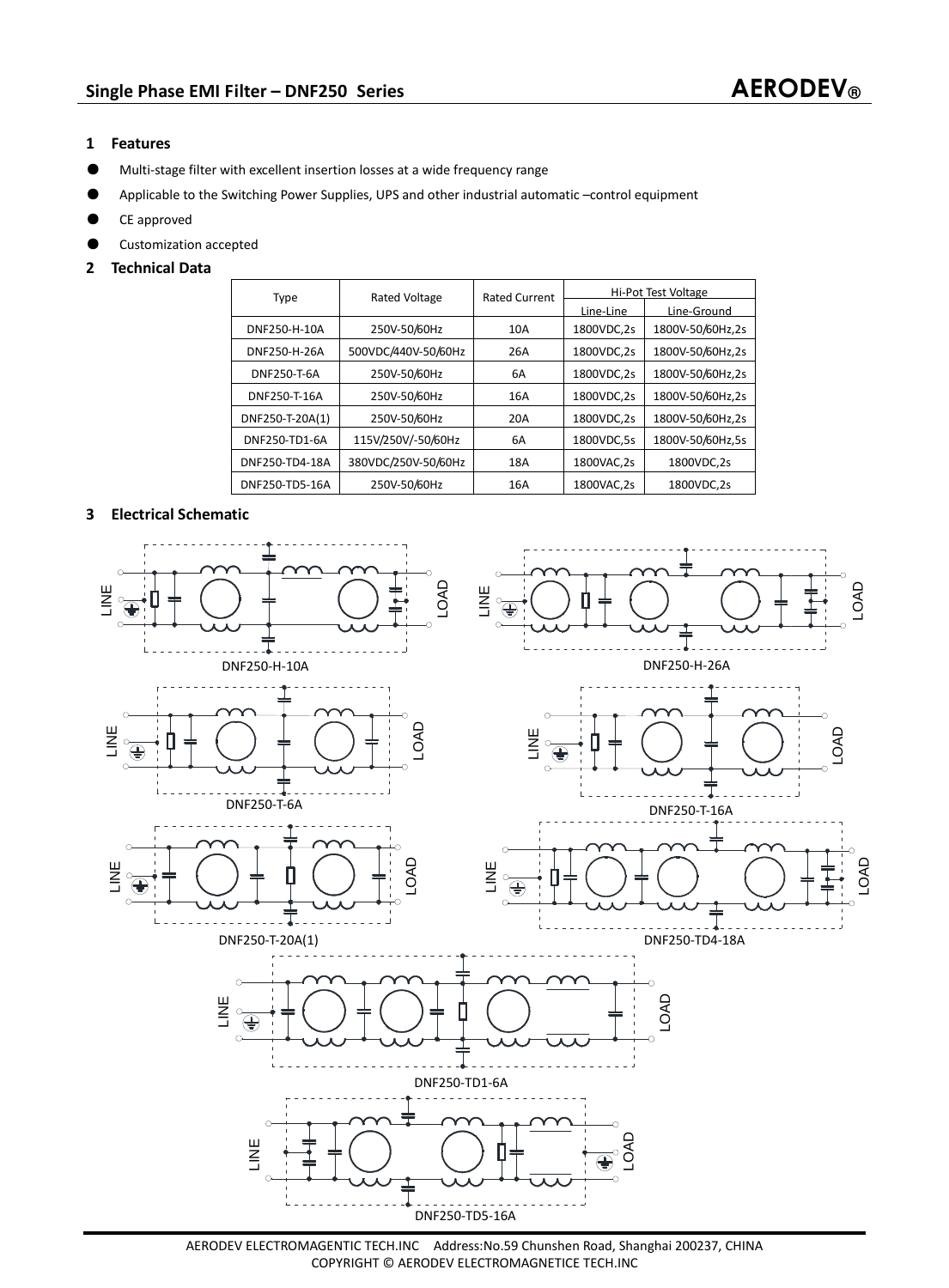## Single Phase EMI Filter – DNF250 Series

**AERODEV®**

### 1 Features

- Multi-stage filter with excellent insertion losses at a wide frequency range
- Applicable to the Switching Power Supplies, UPS and other industrial automatic –control equipment
- CE approved
- Customization accepted

### 2 Technical Data

| Type | Rated Voltage | Rated Current | Hi-Pot Test Voltage | |
|---|---|---|---|---|
| | | | Line-Line | Line-Ground |
| DNF250-H-10A | 250V-50/60Hz | 10A | 1800VDC,2s | 1800V-50/60Hz,2s |
| DNF250-H-26A | 500VDC/440V-50/60Hz | 26A | 1800VDC,2s | 1800V-50/60Hz,2s |
| DNF250-T-6A | 250V-50/60Hz | 6A | 1800VDC,2s | 1800V-50/60Hz,2s |
| DNF250-T-16A | 250V-50/60Hz | 16A | 1800VDC,2s | 1800V-50/60Hz,2s |
| DNF250-T-20A(1) | 250V-50/60Hz | 20A | 1800VDC,2s | 1800V-50/60Hz,2s |
| DNF250-TD1-6A | 115V/250V/-50/60Hz | 6A | 1800VDC,5s | 1800V-50/60Hz,5s |
| DNF250-TD4-18A | 380VDC/250V-50/60Hz | 18A | 1800VAC,2s | 1800VDC,2s |
| DNF250-TD5-16A | 250V-50/60Hz | 16A | 1800VAC,2s | 1800VDC,2s |

### 3 Electrical Schematic

DNF250-H-10A

DNF250-H-26A

DNF250-T-6A

DNF250-T-16A

DNF250-T-20A(1)

DNF250-TD4-18A

DNF250-TD1-6A

DNF250-TD5-16A

AERODEV ELECTROMAGENTIC TECH.INC Address:No.59 Chunshen Road, Shanghai 200237, CHINA
COPYRIGHT © AERODEV ELECTROMAGNETICE TECH.INC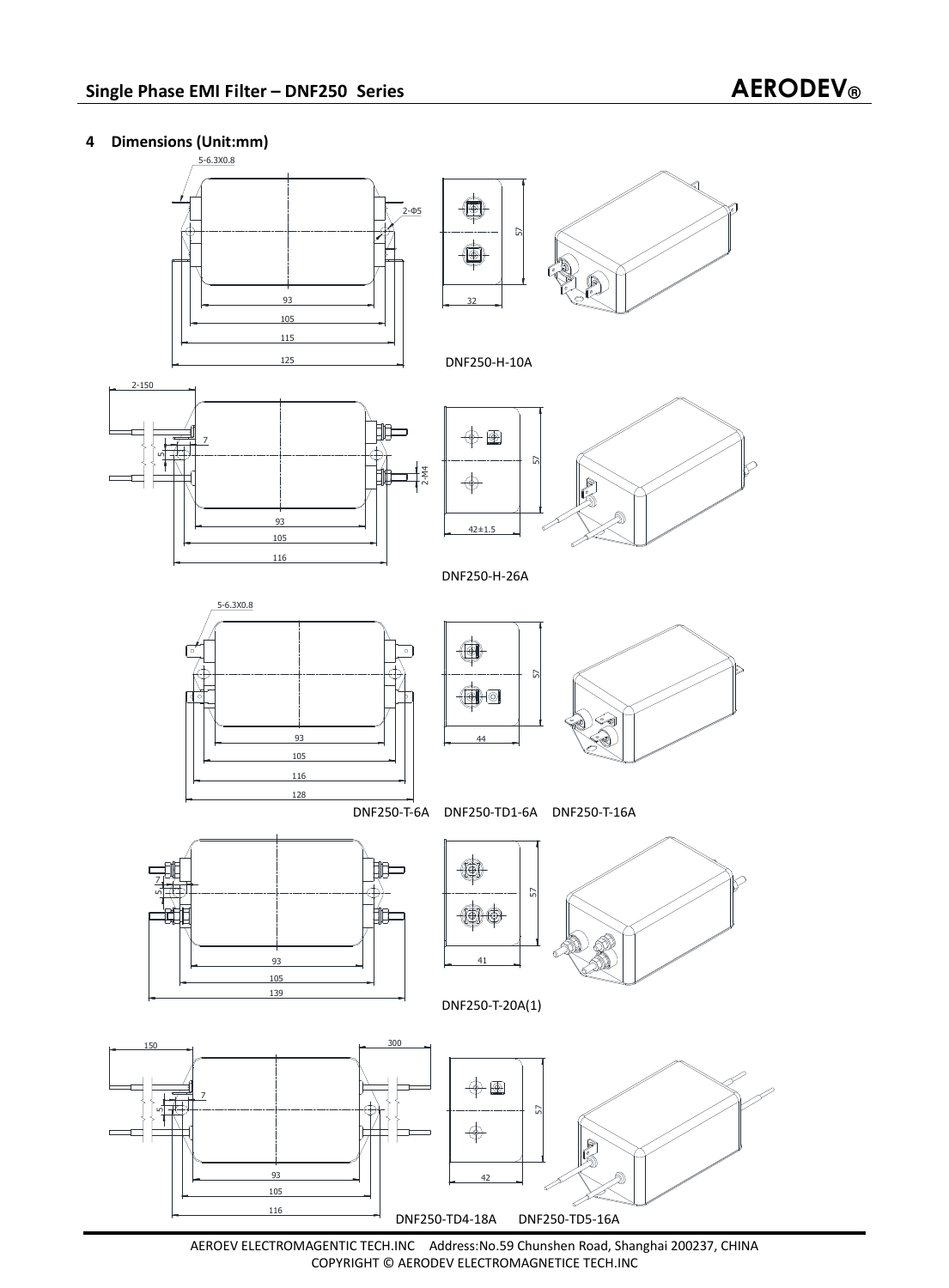## 4 Dimensions (Unit:mm)

5-6.3X0.8

2-Φ5

57

93

105

115

125

32

DNF250-H-10A

2-150

7

5

2-M4

57

93

105

116

42±1.5

DNF250-H-26A

5-6.3X0.8

57

93

105

116

128

44

DNF250-T-6A DNF250-TD1-6A DNF250-T-16A

7

5

57

93

105

139

41

DNF250-T-20A(1)

150

300

7

5

57

93

105

116

42

DNF250-TD4-18A DNF250-TD5-16A

AEROEV ELECTROMAGENTIC TECH.INC Address:No.59 Chunshen Road, Shanghai 200237, CHINA
COPYRIGHT © AERODEV ELECTROMAGNETICE TECH.INC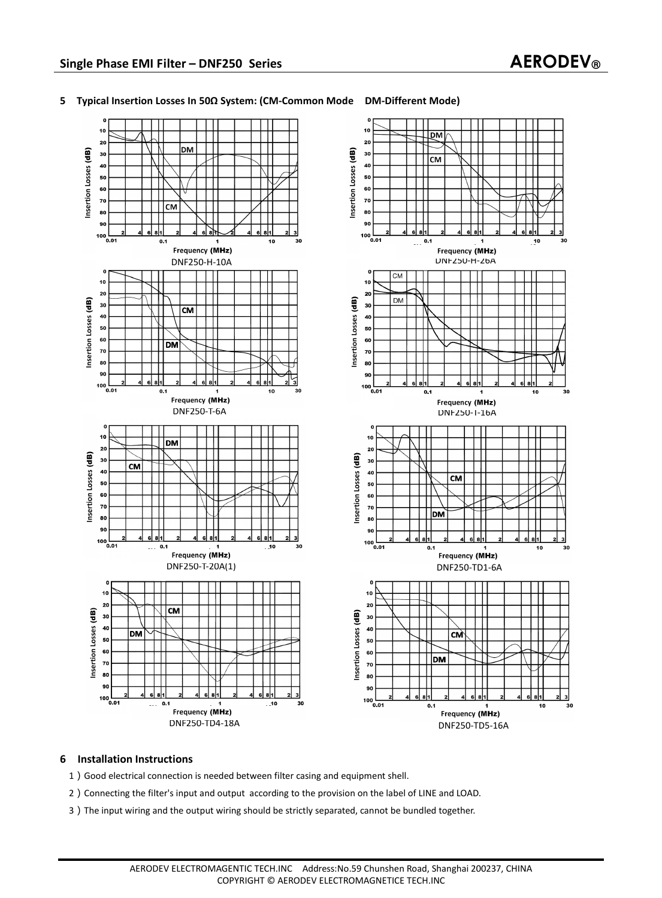## 5 Typical Insertion Losses In 50Ω System: (CM-Common Mode DM-Different Mode)

DNF250-H-10A

DNF250-H-20A

DNF250-T-6A

DNF250-T-16A

DNF250-T-20A(1)

DNF250-TD1-6A

DNF250-TD4-18A

DNF250-TD5-16A

## 6 Installation Instructions

1）Good electrical connection is needed between filter casing and equipment shell.

2）Connecting the filter's input and output according to the provision on the label of LINE and LOAD.

3）The input wiring and the output wiring should be strictly separated, cannot be bundled together.